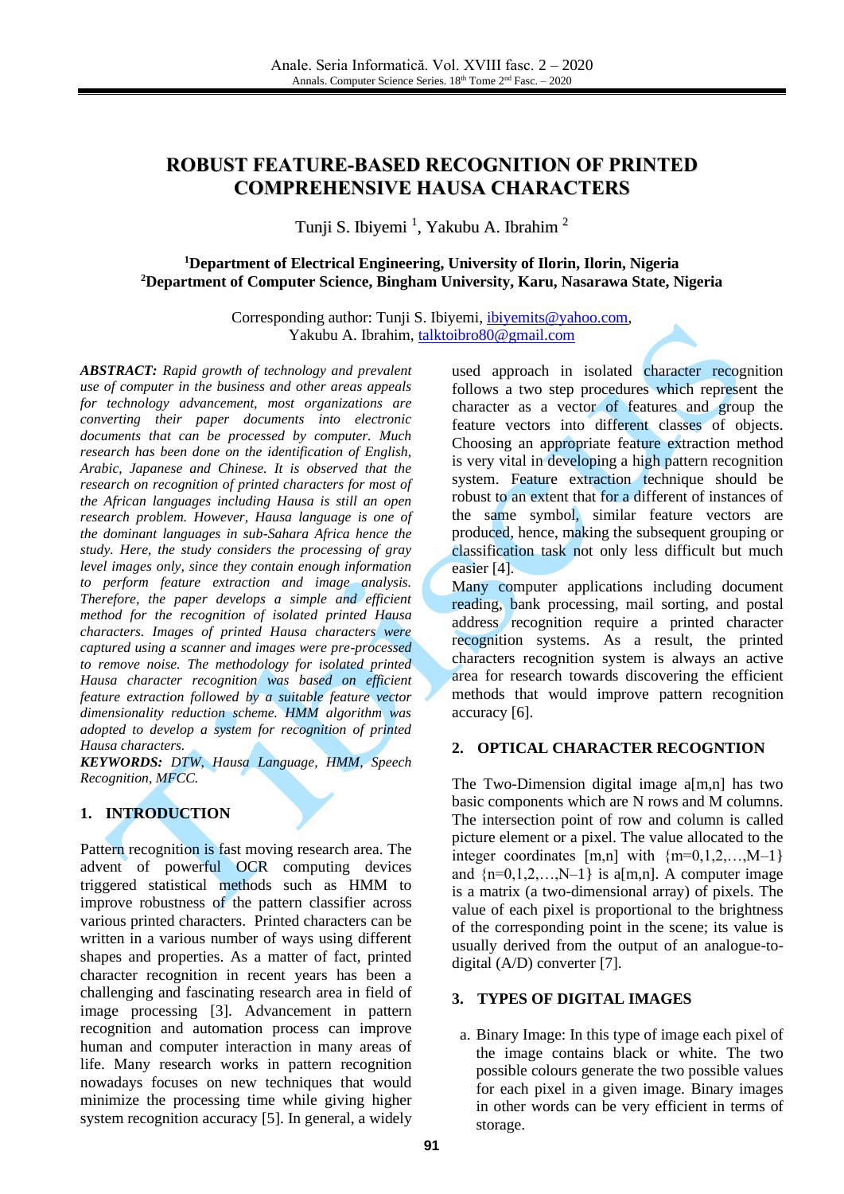# ROBUST FEATURE-BASED RECOGNITION OF PRINTED COMPREHENSIVE HAUSA CHARACTERS

Tunji S. Ibiyemi [1], Yakubu A. Ibrahim [2]

**[1]Department of Electrical Engineering, University of Ilorin, Ilorin, Nigeria**
**[2]Department of Computer Science, Bingham University, Karu, Nasarawa State, Nigeria**

Corresponding author: Tunji S. Ibiyemi, ibiyemits@yahoo.com,
Yakubu A. Ibrahim, talktoibro80@gmail.com

***ABSTRACT:*** *Rapid growth of technology and prevalent use of computer in the business and other areas appeals for technology advancement, most organizations are converting their paper documents into electronic documents that can be processed by computer. Much research has been done on the identification of English, Arabic, Japanese and Chinese. It is observed that the research on recognition of printed characters for most of the African languages including Hausa is still an open research problem. However, Hausa language is one of the dominant languages in sub-Sahara Africa hence the study. Here, the study considers the processing of gray level images only, since they contain enough information to perform feature extraction and image analysis. Therefore, the paper develops a simple and efficient method for the recognition of isolated printed Hausa characters. Images of printed Hausa characters were captured using a scanner and images were pre-processed to remove noise. The methodology for isolated printed Hausa character recognition was based on efficient feature extraction followed by a suitable feature vector dimensionality reduction scheme. HMM algorithm was adopted to develop a system for recognition of printed Hausa characters.*

***KEYWORDS:*** *DTW, Hausa Language, HMM, Speech Recognition, MFCC.*

## 1. INTRODUCTION

Pattern recognition is fast moving research area. The advent of powerful OCR computing devices triggered statistical methods such as HMM to improve robustness of the pattern classifier across various printed characters. Printed characters can be written in a various number of ways using different shapes and properties. As a matter of fact, printed character recognition in recent years has been a challenging and fascinating research area in field of image processing [3]. Advancement in pattern recognition and automation process can improve human and computer interaction in many areas of life. Many research works in pattern recognition nowadays focuses on new techniques that would minimize the processing time while giving higher system recognition accuracy [5]. In general, a widely used approach in isolated character recognition follows a two step procedures which represent the character as a vector of features and group the feature vectors into different classes of objects. Choosing an appropriate feature extraction method is very vital in developing a high pattern recognition system. Feature extraction technique should be robust to an extent that for a different of instances of the same symbol, similar feature vectors are produced, hence, making the subsequent grouping or classification task not only less difficult but much easier [4].

Many computer applications including document reading, bank processing, mail sorting, and postal address recognition require a printed character recognition systems. As a result, the printed characters recognition system is always an active area for research towards discovering the efficient methods that would improve pattern recognition accuracy [6].

## 2. OPTICAL CHARACTER RECOGNTION

The Two-Dimension digital image a[m,n] has two basic components which are N rows and M columns. The intersection point of row and column is called picture element or a pixel. The value allocated to the integer coordinates [m,n] with {m=0,1,2,…,M–1} and {n=0,1,2,…,N–1} is a[m,n]. A computer image is a matrix (a two-dimensional array) of pixels. The value of each pixel is proportional to the brightness of the corresponding point in the scene; its value is usually derived from the output of an analogue-to-digital (A/D) converter [7].

## 3. TYPES OF DIGITAL IMAGES

a. Binary Image: In this type of image each pixel of the image contains black or white. The two possible colours generate the two possible values for each pixel in a given image. Binary images in other words can be very efficient in terms of storage.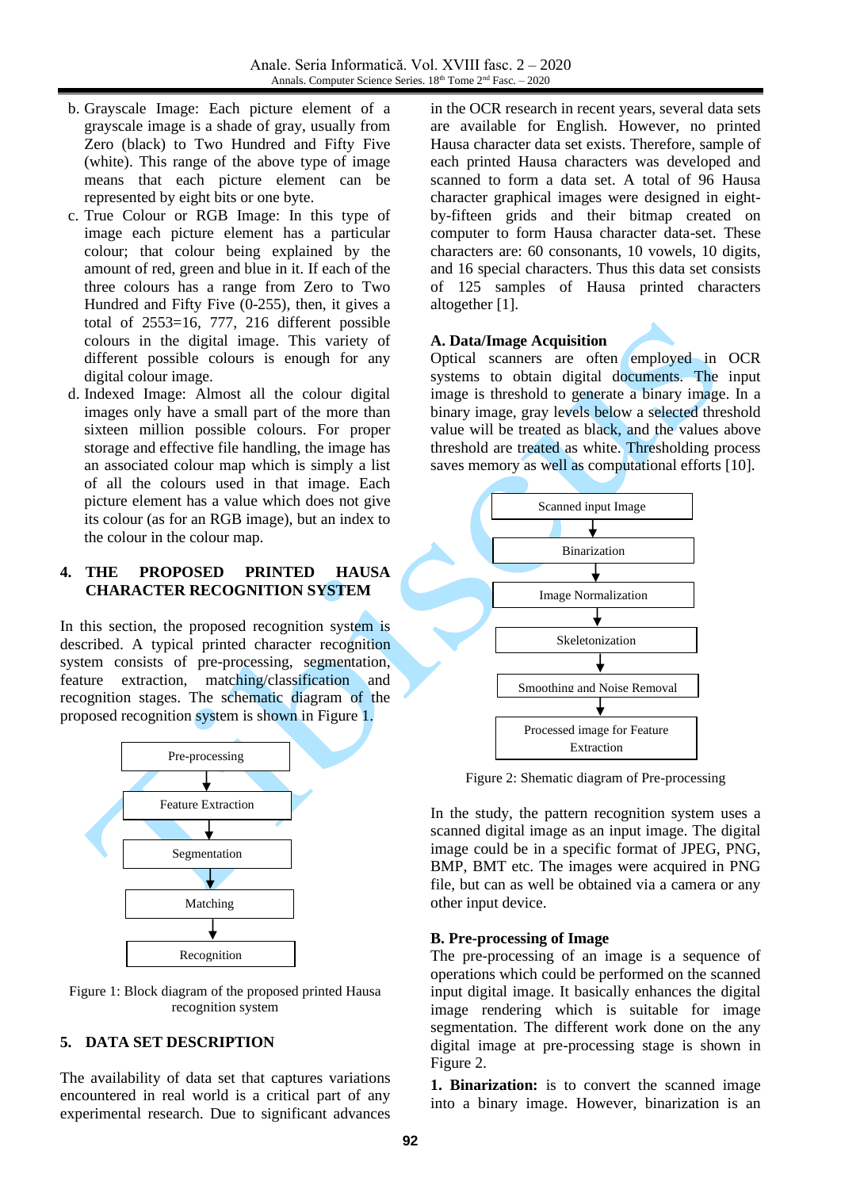b. Grayscale Image: Each picture element of a grayscale image is a shade of gray, usually from Zero (black) to Two Hundred and Fifty Five (white). This range of the above type of image means that each picture element can be represented by eight bits or one byte.

c. True Colour or RGB Image: In this type of image each picture element has a particular colour; that colour being explained by the amount of red, green and blue in it. If each of the three colours has a range from Zero to Two Hundred and Fifty Five (0-255), then, it gives a total of $255^3$=16, 777, 216 different possible colours in the digital image. This variety of different possible colours is enough for any digital colour image.

d. Indexed Image: Almost all the colour digital images only have a small part of the more than sixteen million possible colours. For proper storage and effective file handling, the image has an associated colour map which is simply a list of all the colours used in that image. Each picture element has a value which does not give its colour (as for an RGB image), but an index to the colour in the colour map.

## 4. THE PROPOSED PRINTED HAUSA CHARACTER RECOGNITION SYSTEM

In this section, the proposed recognition system is described. A typical printed character recognition system consists of pre-processing, segmentation, feature extraction, matching/classification and recognition stages. The schematic diagram of the proposed recognition system is shown in Figure 1.

Pre-processing → Feature Extraction → Segmentation → Matching → Recognition

Figure 1: Block diagram of the proposed printed Hausa recognition system

## 5. DATA SET DESCRIPTION

The availability of data set that captures variations encountered in real world is a critical part of any experimental research. Due to significant advances in the OCR research in recent years, several data sets are available for English. However, no printed Hausa character data set exists. Therefore, sample of each printed Hausa characters was developed and scanned to form a data set. A total of 96 Hausa character graphical images were designed in eight-by-fifteen grids and their bitmap created on computer to form Hausa character data-set. These characters are: 60 consonants, 10 vowels, 10 digits, and 16 special characters. Thus this data set consists of 125 samples of Hausa printed characters altogether [1].

### A. Data/Image Acquisition

Optical scanners are often employed in OCR systems to obtain digital documents. The input image is threshold to generate a binary image. In a binary image, gray levels below a selected threshold value will be treated as black, and the values above threshold are treated as white. Thresholding process saves memory as well as computational efforts [10].

Scanned input Image → Binarization → Image Normalization → Skeletonization → Smoothing and Noise Removal → Processed image for Feature Extraction

Figure 2: Shematic diagram of Pre-processing

In the study, the pattern recognition system uses a scanned digital image as an input image. The digital image could be in a specific format of JPEG, PNG, BMP, BMT etc. The images were acquired in PNG file, but can as well be obtained via a camera or any other input device.

### B. Pre-processing of Image

The pre-processing of an image is a sequence of operations which could be performed on the scanned input digital image. It basically enhances the digital image rendering which is suitable for image segmentation. The different work done on the any digital image at pre-processing stage is shown in Figure 2.

**1. Binarization:** is to convert the scanned image into a binary image. However, binarization is an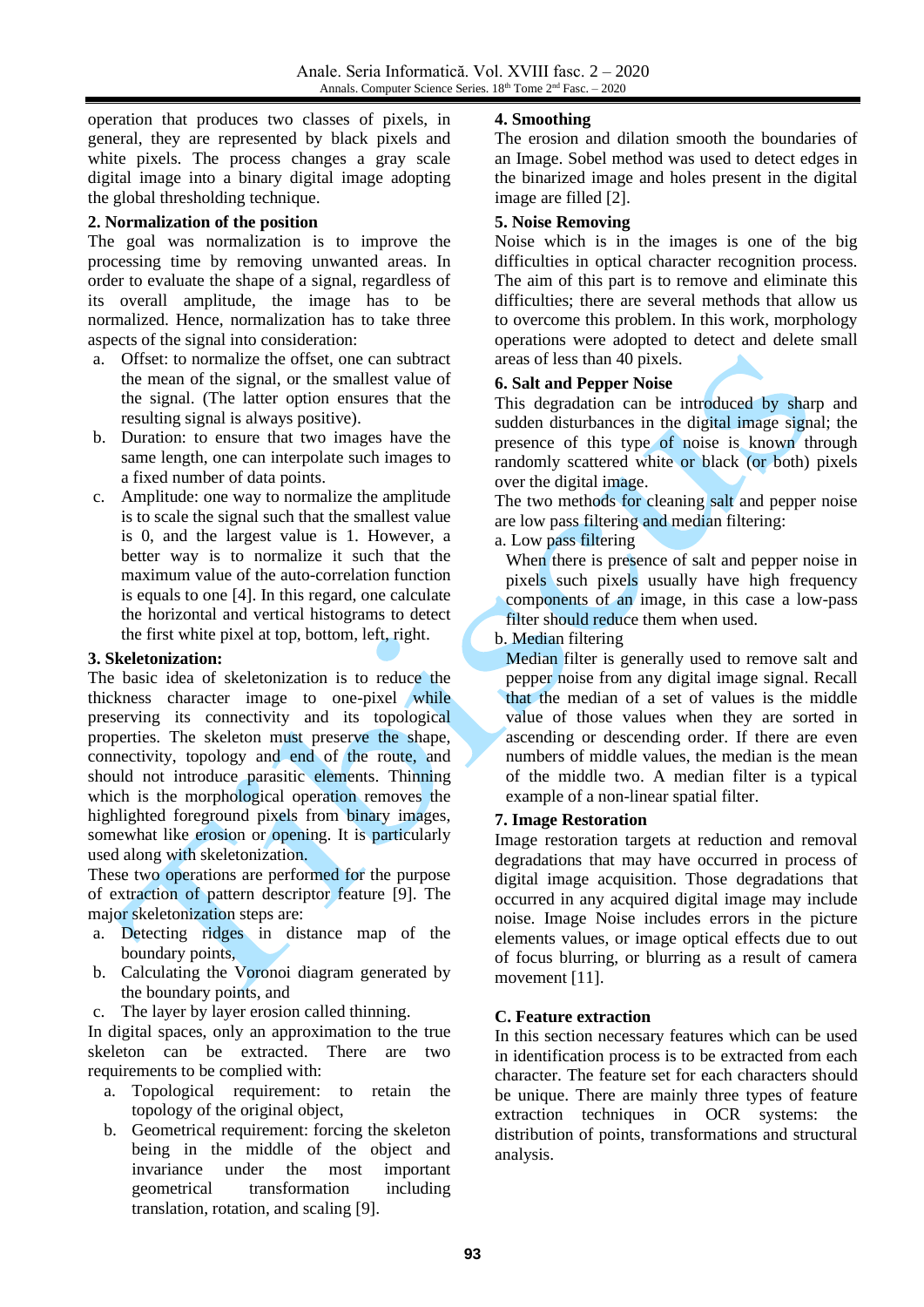operation that produces two classes of pixels, in general, they are represented by black pixels and white pixels. The process changes a gray scale digital image into a binary digital image adopting the global thresholding technique.

**2. Normalization of the position**

The goal was normalization is to improve the processing time by removing unwanted areas. In order to evaluate the shape of a signal, regardless of its overall amplitude, the image has to be normalized. Hence, normalization has to take three aspects of the signal into consideration:

a. Offset: to normalize the offset, one can subtract the mean of the signal, or the smallest value of the signal. (The latter option ensures that the resulting signal is always positive).
b. Duration: to ensure that two images have the same length, one can interpolate such images to a fixed number of data points.
c. Amplitude: one way to normalize the amplitude is to scale the signal such that the smallest value is 0, and the largest value is 1. However, a better way is to normalize it such that the maximum value of the auto-correlation function is equals to one [4]. In this regard, one calculate the horizontal and vertical histograms to detect the first white pixel at top, bottom, left, right.

**3. Skeletonization:**

The basic idea of skeletonization is to reduce the thickness character image to one-pixel while preserving its connectivity and its topological properties. The skeleton must preserve the shape, connectivity, topology and end of the route, and should not introduce parasitic elements. Thinning which is the morphological operation removes the highlighted foreground pixels from binary images, somewhat like erosion or opening. It is particularly used along with skeletonization.

These two operations are performed for the purpose of extraction of pattern descriptor feature [9]. The major skeletonization steps are:

a. Detecting ridges in distance map of the boundary points,
b. Calculating the Voronoi diagram generated by the boundary points, and
c. The layer by layer erosion called thinning.

In digital spaces, only an approximation to the true skeleton can be extracted. There are two requirements to be complied with:

a. Topological requirement: to retain the topology of the original object,
b. Geometrical requirement: forcing the skeleton being in the middle of the object and invariance under the most important geometrical transformation including translation, rotation, and scaling [9].

**4. Smoothing**

The erosion and dilation smooth the boundaries of an Image. Sobel method was used to detect edges in the binarized image and holes present in the digital image are filled [2].

**5. Noise Removing**

Noise which is in the images is one of the big difficulties in optical character recognition process. The aim of this part is to remove and eliminate this difficulties; there are several methods that allow us to overcome this problem. In this work, morphology operations were adopted to detect and delete small areas of less than 40 pixels.

**6. Salt and Pepper Noise**

This degradation can be introduced by sharp and sudden disturbances in the digital image signal; the presence of this type of noise is known through randomly scattered white or black (or both) pixels over the digital image.

The two methods for cleaning salt and pepper noise are low pass filtering and median filtering:

a. Low pass filtering

When there is presence of salt and pepper noise in pixels such pixels usually have high frequency components of an image, in this case a low-pass filter should reduce them when used.

b. Median filtering

Median filter is generally used to remove salt and pepper noise from any digital image signal. Recall that the median of a set of values is the middle value of those values when they are sorted in ascending or descending order. If there are even numbers of middle values, the median is the mean of the middle two. A median filter is a typical example of a non-linear spatial filter.

**7. Image Restoration**

Image restoration targets at reduction and removal degradations that may have occurred in process of digital image acquisition. Those degradations that occurred in any acquired digital image may include noise. Image Noise includes errors in the picture elements values, or image optical effects due to out of focus blurring, or blurring as a result of camera movement [11].

**C. Feature extraction**

In this section necessary features which can be used in identification process is to be extracted from each character. The feature set for each characters should be unique. There are mainly three types of feature extraction techniques in OCR systems: the distribution of points, transformations and structural analysis.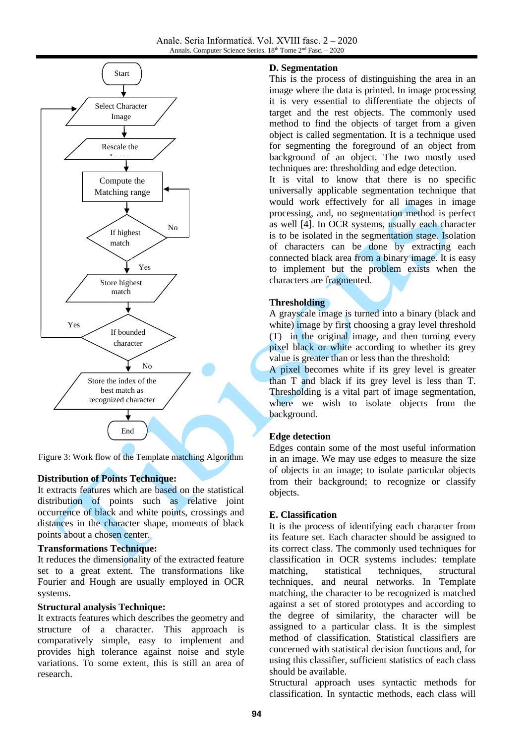Figure 3: Work flow of the Template matching Algorithm

**Distribution of Points Technique:**
It extracts features which are based on the statistical distribution of points such as relative joint occurrence of black and white points, crossings and distances in the character shape, moments of black points about a chosen center.

**Transformations Technique:**
It reduces the dimensionality of the extracted feature set to a great extent. The transformations like Fourier and Hough are usually employed in OCR systems.

**Structural analysis Technique:**
It extracts features which describes the geometry and structure of a character. This approach is comparatively simple, easy to implement and provides high tolerance against noise and style variations. To some extent, this is still an area of research.

### D. Segmentation

This is the process of distinguishing the area in an image where the data is printed. In image processing it is very essential to differentiate the objects of target and the rest objects. The commonly used method to find the objects of target from a given object is called segmentation. It is a technique used for segmenting the foreground of an object from background of an object. The two mostly used techniques are: thresholding and edge detection.

It is vital to know that there is no specific universally applicable segmentation technique that would work effectively for all images in image processing, and, no segmentation method is perfect as well [4]. In OCR systems, usually each character is to be isolated in the segmentation stage. Isolation of characters can be done by extracting each connected black area from a binary image. It is easy to implement but the problem exists when the characters are fragmented.

**Thresholding**
A grayscale image is turned into a binary (black and white) image by first choosing a gray level threshold (T) in the original image, and then turning every pixel black or white according to whether its grey value is greater than or less than the threshold:
A pixel becomes white if its grey level is greater than T and black if its grey level is less than T. Thresholding is a vital part of image segmentation, where we wish to isolate objects from the background.

**Edge detection**
Edges contain some of the most useful information in an image. We may use edges to measure the size of objects in an image; to isolate particular objects from their background; to recognize or classify objects.

### E. Classification

It is the process of identifying each character from its feature set. Each character should be assigned to its correct class. The commonly used techniques for classification in OCR systems include: template matching, statistical techniques, structural techniques, and neural networks. In Template matching, the character to be recognized is matched against a set of stored prototypes and according to the degree of similarity, the character will be assigned to a particular class. It is the simplest method of classification. Statistical classifiers are concerned with statistical decision functions and, for using this classifier, sufficient statistics of each class should be available.

Structural approach uses syntactic methods for classification. In syntactic methods, each class will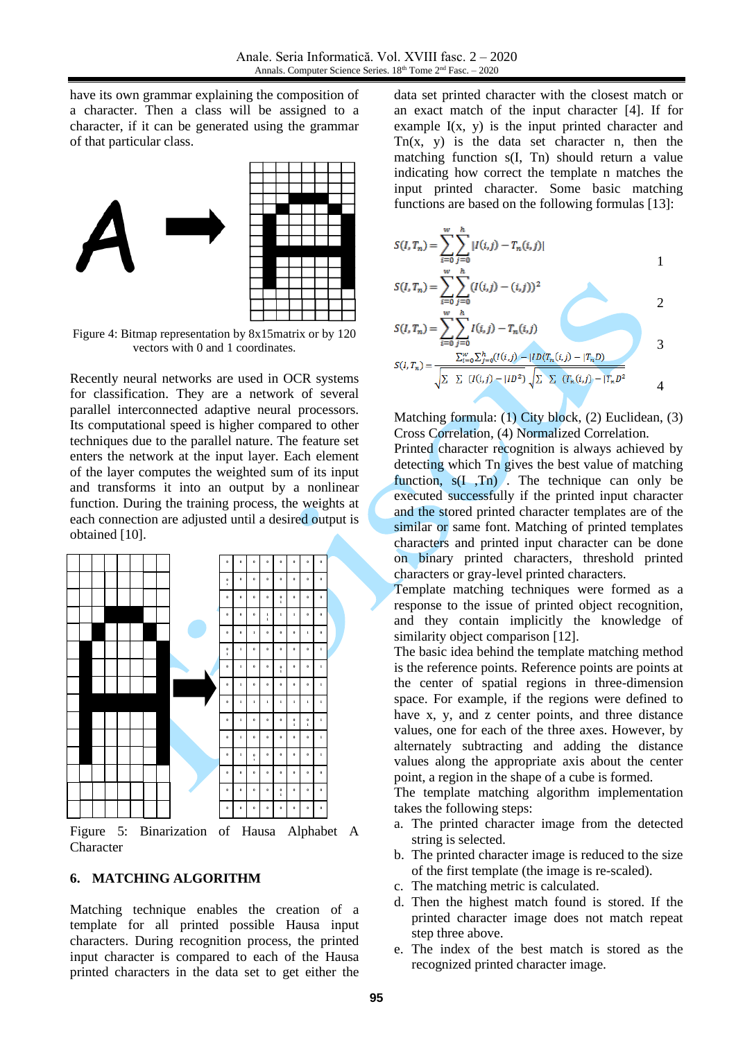have its own grammar explaining the composition of a character. Then a class will be assigned to a character, if it can be generated using the grammar of that particular class.

Figure 4: Bitmap representation by 8x15matrix or by 120 vectors with 0 and 1 coordinates.

Recently neural networks are used in OCR systems for classification. They are a network of several parallel interconnected adaptive neural processors. Its computational speed is higher compared to other techniques due to the parallel nature. The feature set enters the network at the input layer. Each element of the layer computes the weighted sum of its input and transforms it into an output by a nonlinear function. During the training process, the weights at each connection are adjusted until a desired output is obtained [10].

Figure 5: Binarization of Hausa Alphabet A Character

## 6. MATCHING ALGORITHM

Matching technique enables the creation of a template for all printed possible Hausa input characters. During recognition process, the printed input character is compared to each of the Hausa printed characters in the data set to get either the data set printed character with the closest match or an exact match of the input character [4]. If for example I(x, y) is the input printed character and Tn(x, y) is the data set character n, then the matching function s(I, Tn) should return a value indicating how correct the template n matches the input printed character. Some basic matching functions are based on the following formulas [13]:

$$S(I,T_n)=\sum_{i=0}^{w}\sum_{j=0}^{h}|I(i,j)-T_n(i,j)| \quad 1$$

$$S(I,T_n)=\sum_{i=0}^{w}\sum_{j=0}^{h}(I(i,j)-(i,j))^2 \quad 2$$

$$S(I,T_n)=\sum_{i=0}^{w}\sum_{j=0}^{h}I(i,j)-T_n(i,j) \quad 3$$

$$S(I,T_n)=\frac{\sum_{i=0}^{w}\sum_{j=0}^{h}(I(i,j)-|ID(T_n(i,j)-|T_nD)}{\sqrt{\sum\sum(I(i,j)-|ID^2)}\sqrt{\sum\sum(T_n(i,j)-|T_nD^2}} \quad 4$$

Matching formula: (1) City block, (2) Euclidean, (3) Cross Correlation, (4) Normalized Correlation.

Printed character recognition is always achieved by detecting which Tn gives the best value of matching function, s(I ,Tn) . The technique can only be executed successfully if the printed input character and the stored printed character templates are of the similar or same font. Matching of printed templates characters and printed input character can be done on binary printed characters, threshold printed characters or gray-level printed characters.

Template matching techniques were formed as a response to the issue of printed object recognition, and they contain implicitly the knowledge of similarity object comparison [12].

The basic idea behind the template matching method is the reference points. Reference points are points at the center of spatial regions in three-dimension space. For example, if the regions were defined to have x, y, and z center points, and three distance values, one for each of the three axes. However, by alternately subtracting and adding the distance values along the appropriate axis about the center point, a region in the shape of a cube is formed.

The template matching algorithm implementation takes the following steps:

a. The printed character image from the detected string is selected.
b. The printed character image is reduced to the size of the first template (the image is re-scaled).
c. The matching metric is calculated.
d. Then the highest match found is stored. If the printed character image does not match repeat step three above.
e. The index of the best match is stored as the recognized printed character image.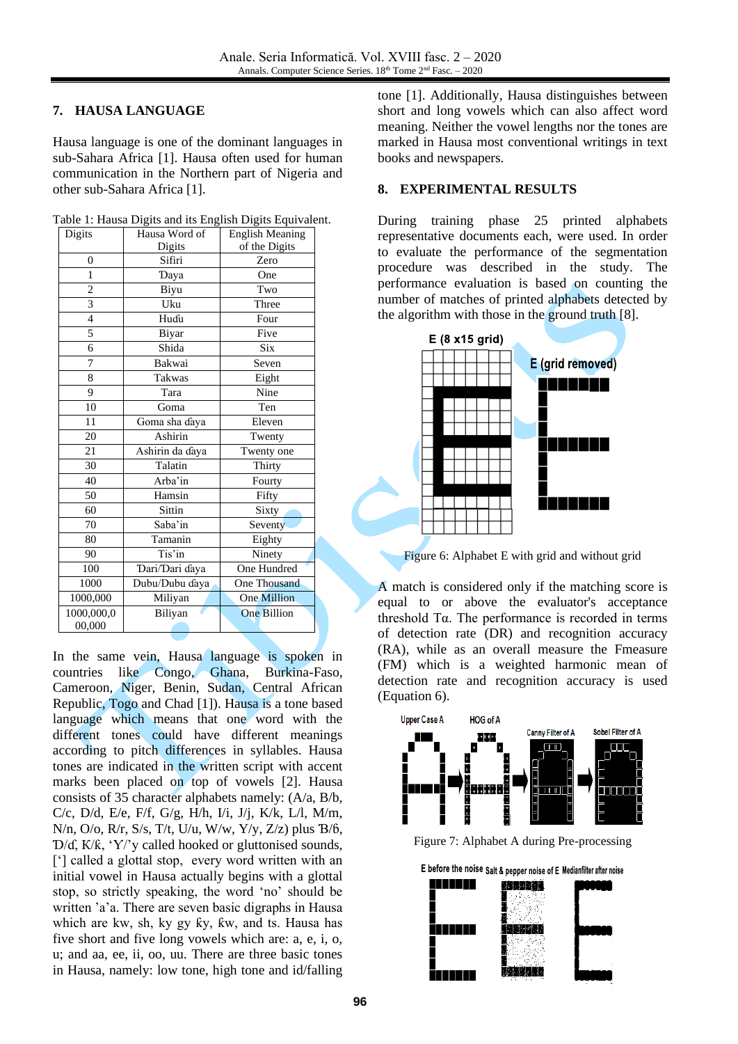## 7. HAUSA LANGUAGE

Hausa language is one of the dominant languages in sub-Sahara Africa [1]. Hausa often used for human communication in the Northern part of Nigeria and other sub-Sahara Africa [1].

Table 1: Hausa Digits and its English Digits Equivalent.

| Digits | Hausa Word of Digits | English Meaning of the Digits |
|---|---|---|
| 0 | Sifiri | Zero |
| 1 | Ɗaya | One |
| 2 | Biyu | Two |
| 3 | Uku | Three |
| 4 | Huɗu | Four |
| 5 | Biyar | Five |
| 6 | Shida | Six |
| 7 | Bakwai | Seven |
| 8 | Takwas | Eight |
| 9 | Tara | Nine |
| 10 | Goma | Ten |
| 11 | Goma sha ɗaya | Eleven |
| 20 | Ashirin | Twenty |
| 21 | Ashirin da ɗaya | Twenty one |
| 30 | Talatin | Thirty |
| 40 | Arba'in | Fourty |
| 50 | Hamsin | Fifty |
| 60 | Sittin | Sixty |
| 70 | Saba'in | Seventy |
| 80 | Tamanin | Eighty |
| 90 | Tis'in | Ninety |
| 100 | Ɗari/Dari ɗaya | One Hundred |
| 1000 | Dubu/Dubu ɗaya | One Thousand |
| 1000,000 | Miliyan | One Million |
| 1000,000,0 00,000 | Biliyan | One Billion |

In the same vein, Hausa language is spoken in countries like Congo, Ghana, Burkina-Faso, Cameroon, Niger, Benin, Sudan, Central African Republic, Togo and Chad [1]). Hausa is a tone based language which means that one word with the different tones could have different meanings according to pitch differences in syllables. Hausa tones are indicated in the written script with accent marks been placed on top of vowels [2]. Hausa consists of 35 character alphabets namely: (A/a, B/b, C/c, D/d, E/e, F/f, G/g, H/h, I/i, J/j, K/k, L/l, M/m, N/n, O/o, R/r, S/s, T/t, U/u, W/w, Y/y, Z/z) plus Ɓ/ɓ, Ɗ/ɗ, Ƙ/ƙ, 'Y/'y called hooked or gluttonised sounds, ['] called a glottal stop, every word written with an initial vowel in Hausa actually begins with a glottal stop, so strictly speaking, the word 'no' should be written 'a'a. There are seven basic digraphs in Hausa which are kw, sh, ky gy ƙy, ƙw, and ts. Hausa has five short and five long vowels which are: a, e, i, o, u; and aa, ee, ii, oo, uu. There are three basic tones in Hausa, namely: low tone, high tone and id/falling tone [1]. Additionally, Hausa distinguishes between short and long vowels which can also affect word meaning. Neither the vowel lengths nor the tones are marked in Hausa most conventional writings in text books and newspapers.

## 8. EXPERIMENTAL RESULTS

During training phase 25 printed alphabets representative documents each, were used. In order to evaluate the performance of the segmentation procedure was described in the study. The performance evaluation is based on counting the number of matches of printed alphabets detected by the algorithm with those in the ground truth [8].

Figure 6: Alphabet E with grid and without grid

A match is considered only if the matching score is equal to or above the evaluator's acceptance threshold Tα. The performance is recorded in terms of detection rate (DR) and recognition accuracy (RA), while as an overall measure the Fmeasure (FM) which is a weighted harmonic mean of detection rate and recognition accuracy is used (Equation 6).

Figure 7: Alphabet A during Pre-processing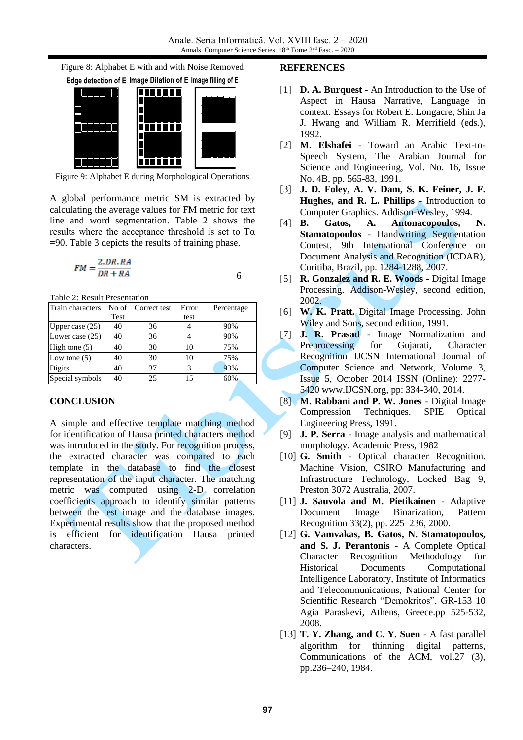Figure 8: Alphabet E with and with Noise Removed

Edge detection of E Image Dilation of E Image filling of E

Figure 9: Alphabet E during Morphological Operations

A global performance metric SM is extracted by calculating the average values for FM metric for text line and word segmentation. Table 2 shows the results where the acceptance threshold is set to Tα =90. Table 3 depicts the results of training phase.

$$FM = \frac{2.DR.RA}{DR + RA} \quad 6$$

Table 2: Result Presentation

| Train characters | No of Test | Correct test | Error test | Percentage |
|---|---|---|---|---|
| Upper case (25) | 40 | 36 | 4 | 90% |
| Lower case (25) | 40 | 36 | 4 | 90% |
| High tone (5) | 40 | 30 | 10 | 75% |
| Low tone (5) | 40 | 30 | 10 | 75% |
| Digits | 40 | 37 | 3 | 93% |
| Special symbols | 40 | 25 | 15 | 60% |

## CONCLUSION

A simple and effective template matching method for identification of Hausa printed characters method was introduced in the study. For recognition process, the extracted character was compared to each template in the database to find the closest representation of the input character. The matching metric was computed using 2-D correlation coefficients approach to identify similar patterns between the test image and the database images. Experimental results show that the proposed method is efficient for identification Hausa printed characters.

## REFERENCES

[1] **D. A. Burquest** - An Introduction to the Use of Aspect in Hausa Narrative, Language in context: Essays for Robert E. Longacre, Shin Ja J. Hwang and William R. Merrifield (eds.), 1992.

[2] **M. Elshafei** - Toward an Arabic Text-to-Speech System, The Arabian Journal for Science and Engineering, Vol. No. 16, Issue No. 4B, pp. 565-83, 1991.

[3] **J. D. Foley, A. V. Dam, S. K. Feiner, J. F. Hughes, and R. L. Phillips** - Introduction to Computer Graphics. Addison-Wesley, 1994.

[4] **B. Gatos, A. Antonacopoulos, N. Stamatopoulos** - Handwriting Segmentation Contest, 9th International Conference on Document Analysis and Recognition (ICDAR), Curitiba, Brazil, pp. 1284-1288, 2007.

[5] **R. Gonzalez and R. E. Woods** - Digital Image Processing. Addison-Wesley, second edition, 2002.

[6] **W. K. Pratt.** Digital Image Processing. John Wiley and Sons, second edition, 1991.

[7] **J. R. Prasad** - Image Normalization and Preprocessing for Gujarati, Character Recognition IJCSN International Journal of Computer Science and Network, Volume 3, Issue 5, October 2014 ISSN (Online): 2277-5420 www.IJCSN.org, pp: 334-340, 2014.

[8] **M. Rabbani and P. W. Jones** - Digital Image Compression Techniques. SPIE Optical Engineering Press, 1991.

[9] **J. P. Serra** - Image analysis and mathematical morphology. Academic Press, 1982

[10] **G. Smith** - Optical character Recognition. Machine Vision, CSIRO Manufacturing and Infrastructure Technology, Locked Bag 9, Preston 3072 Australia, 2007.

[11] **J. Sauvola and M. Pietikainen** - Adaptive Document Image Binarization, Pattern Recognition 33(2), pp. 225–236, 2000.

[12] **G. Vamvakas, B. Gatos, N. Stamatopoulos, and S. J. Perantonis** - A Complete Optical Character Recognition Methodology for Historical Documents Computational Intelligence Laboratory, Institute of Informatics and Telecommunications, National Center for Scientific Research "Demokritos", GR-153 10 Agia Paraskevi, Athens, Greece.pp 525-532, 2008.

[13] **T. Y. Zhang, and C. Y. Suen** - A fast parallel algorithm for thinning digital patterns, Communications of the ACM, vol.27 (3), pp.236–240, 1984.